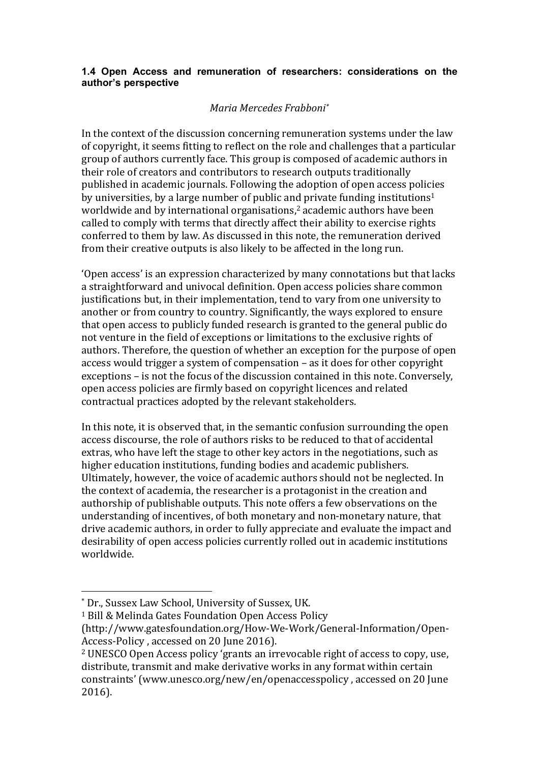### 1.4 Open Access and remuneration of researchers: considerations on the author's perspective

*Maria Mercedes Frabboni*[*]

In the context of the discussion concerning remuneration systems under the law of copyright, it seems fitting to reflect on the role and challenges that a particular group of authors currently face. This group is composed of academic authors in their role of creators and contributors to research outputs traditionally published in academic journals. Following the adoption of open access policies by universities, by a large number of public and private funding institutions[1] worldwide and by international organisations,[2] academic authors have been called to comply with terms that directly affect their ability to exercise rights conferred to them by law. As discussed in this note, the remuneration derived from their creative outputs is also likely to be affected in the long run.

'Open access' is an expression characterized by many connotations but that lacks a straightforward and univocal definition. Open access policies share common justifications but, in their implementation, tend to vary from one university to another or from country to country. Significantly, the ways explored to ensure that open access to publicly funded research is granted to the general public do not venture in the field of exceptions or limitations to the exclusive rights of authors. Therefore, the question of whether an exception for the purpose of open access would trigger a system of compensation – as it does for other copyright exceptions – is not the focus of the discussion contained in this note. Conversely, open access policies are firmly based on copyright licences and related contractual practices adopted by the relevant stakeholders.

In this note, it is observed that, in the semantic confusion surrounding the open access discourse, the role of authors risks to be reduced to that of accidental extras, who have left the stage to other key actors in the negotiations, such as higher education institutions, funding bodies and academic publishers. Ultimately, however, the voice of academic authors should not be neglected. In the context of academia, the researcher is a protagonist in the creation and authorship of publishable outputs. This note offers a few observations on the understanding of incentives, of both monetary and non-monetary nature, that drive academic authors, in order to fully appreciate and evaluate the impact and desirability of open access policies currently rolled out in academic institutions worldwide.

---

[*] Dr., Sussex Law School, University of Sussex, UK.

[1] Bill & Melinda Gates Foundation Open Access Policy (http://www.gatesfoundation.org/How-We-Work/General-Information/Open-Access-Policy , accessed on 20 June 2016).

[2] UNESCO Open Access policy 'grants an irrevocable right of access to copy, use, distribute, transmit and make derivative works in any format within certain constraints' (www.unesco.org/new/en/openaccesspolicy , accessed on 20 June 2016).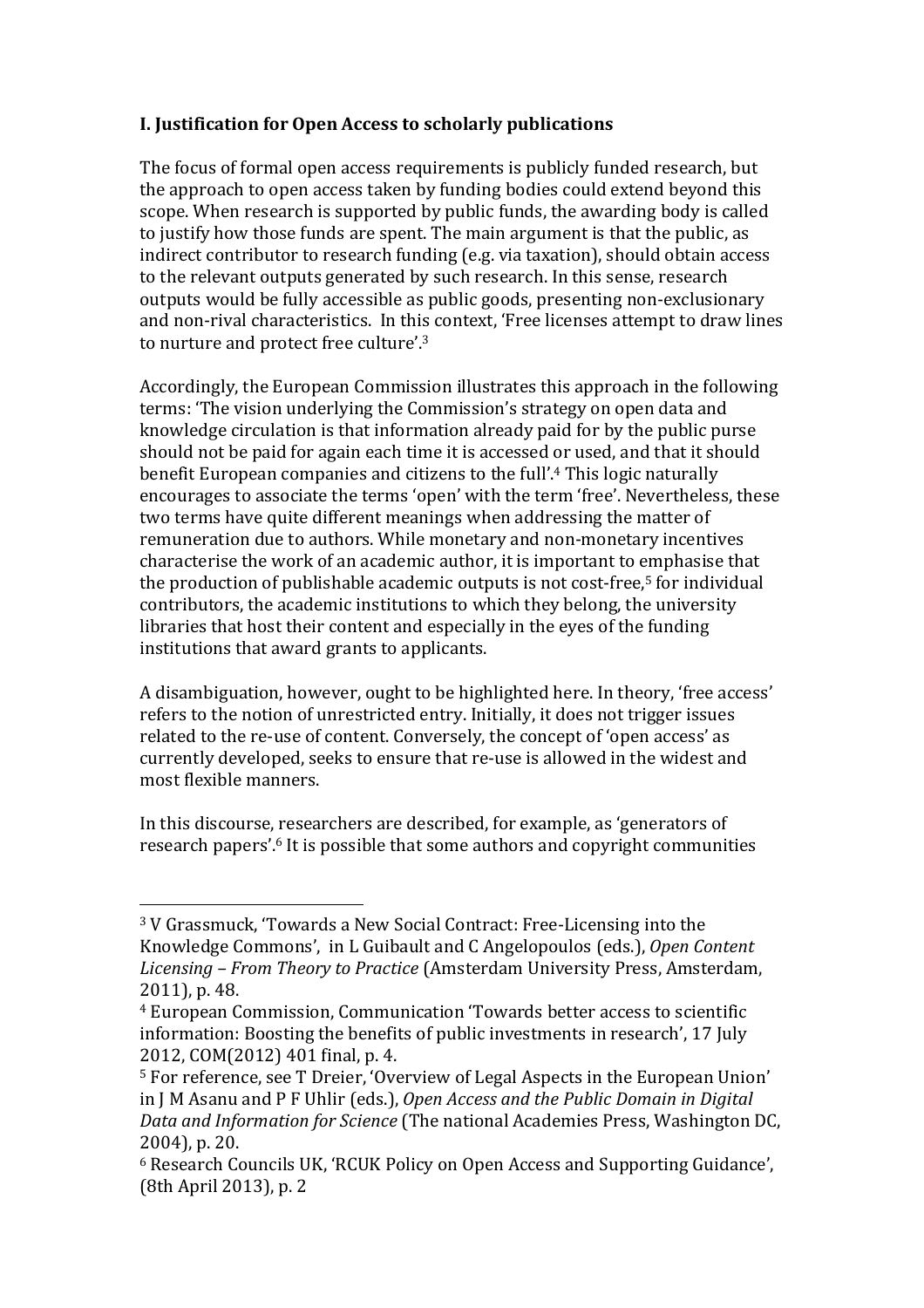## I. Justification for Open Access to scholarly publications

The focus of formal open access requirements is publicly funded research, but the approach to open access taken by funding bodies could extend beyond this scope. When research is supported by public funds, the awarding body is called to justify how those funds are spent. The main argument is that the public, as indirect contributor to research funding (e.g. via taxation), should obtain access to the relevant outputs generated by such research. In this sense, research outputs would be fully accessible as public goods, presenting non-exclusionary and non-rival characteristics. In this context, 'Free licenses attempt to draw lines to nurture and protect free culture'.[3]

Accordingly, the European Commission illustrates this approach in the following terms: 'The vision underlying the Commission's strategy on open data and knowledge circulation is that information already paid for by the public purse should not be paid for again each time it is accessed or used, and that it should benefit European companies and citizens to the full'.[4] This logic naturally encourages to associate the terms 'open' with the term 'free'. Nevertheless, these two terms have quite different meanings when addressing the matter of remuneration due to authors. While monetary and non-monetary incentives characterise the work of an academic author, it is important to emphasise that the production of publishable academic outputs is not cost-free,[5] for individual contributors, the academic institutions to which they belong, the university libraries that host their content and especially in the eyes of the funding institutions that award grants to applicants.

A disambiguation, however, ought to be highlighted here. In theory, 'free access' refers to the notion of unrestricted entry. Initially, it does not trigger issues related to the re-use of content. Conversely, the concept of 'open access' as currently developed, seeks to ensure that re-use is allowed in the widest and most flexible manners.

In this discourse, researchers are described, for example, as 'generators of research papers'.[6] It is possible that some authors and copyright communities

---

[3] V Grassmuck, 'Towards a New Social Contract: Free-Licensing into the Knowledge Commons', in L Guibault and C Angelopoulos (eds.), *Open Content Licensing – From Theory to Practice* (Amsterdam University Press, Amsterdam, 2011), p. 48.

[4] European Commission, Communication 'Towards better access to scientific information: Boosting the benefits of public investments in research', 17 July 2012, COM(2012) 401 final, p. 4.

[5] For reference, see T Dreier, 'Overview of Legal Aspects in the European Union' in J M Asanu and P F Uhlir (eds.), *Open Access and the Public Domain in Digital Data and Information for Science* (The national Academies Press, Washington DC, 2004), p. 20.

[6] Research Councils UK, 'RCUK Policy on Open Access and Supporting Guidance', (8th April 2013), p. 2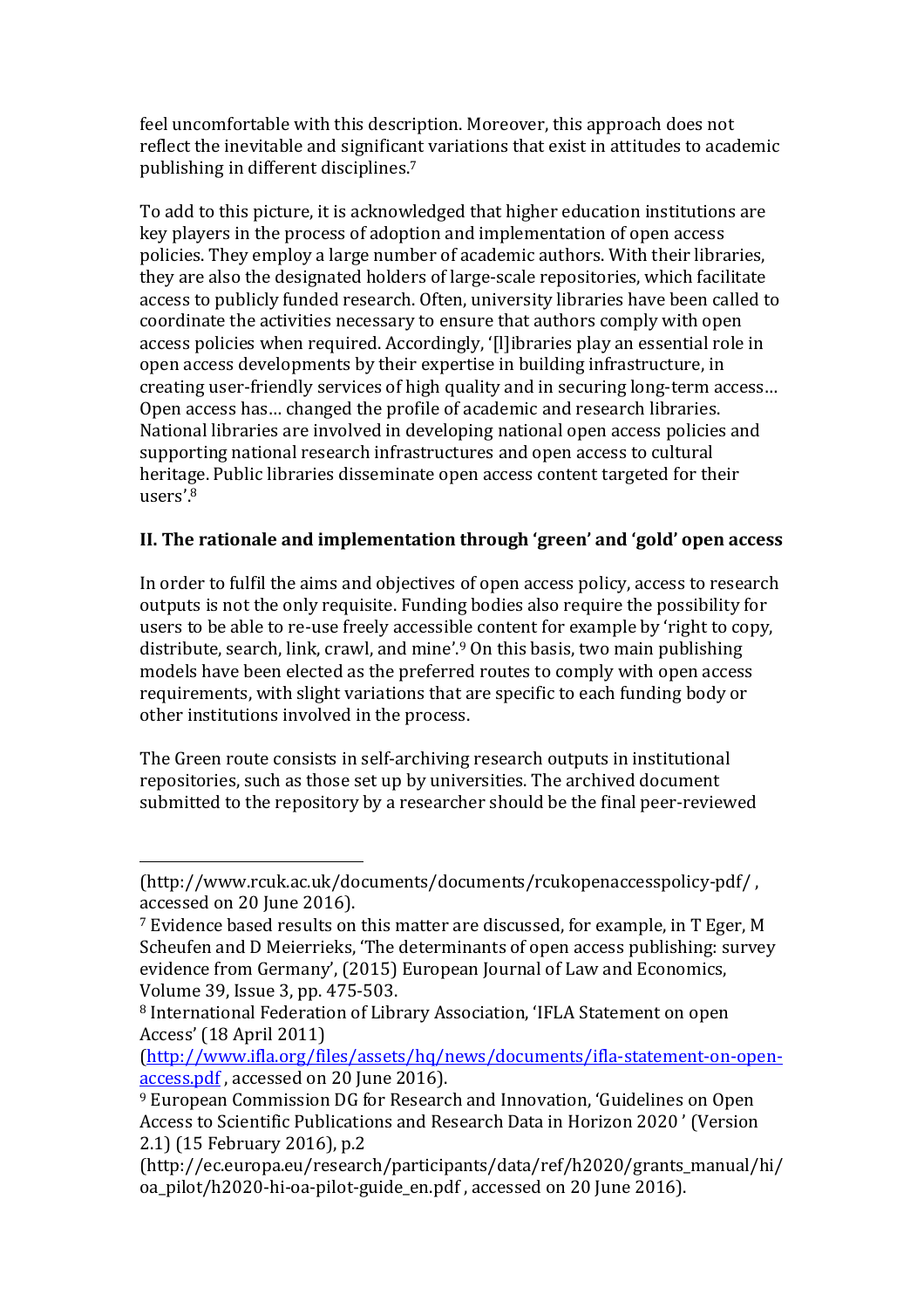feel uncomfortable with this description. Moreover, this approach does not reflect the inevitable and significant variations that exist in attitudes to academic publishing in different disciplines.[7]

To add to this picture, it is acknowledged that higher education institutions are key players in the process of adoption and implementation of open access policies. They employ a large number of academic authors. With their libraries, they are also the designated holders of large-scale repositories, which facilitate access to publicly funded research. Often, university libraries have been called to coordinate the activities necessary to ensure that authors comply with open access policies when required. Accordingly, '[l]ibraries play an essential role in open access developments by their expertise in building infrastructure, in creating user-friendly services of high quality and in securing long-term access… Open access has… changed the profile of academic and research libraries. National libraries are involved in developing national open access policies and supporting national research infrastructures and open access to cultural heritage. Public libraries disseminate open access content targeted for their users'.[8]

**II. The rationale and implementation through 'green' and 'gold' open access**

In order to fulfil the aims and objectives of open access policy, access to research outputs is not the only requisite. Funding bodies also require the possibility for users to be able to re-use freely accessible content for example by 'right to copy, distribute, search, link, crawl, and mine'.[9] On this basis, two main publishing models have been elected as the preferred routes to comply with open access requirements, with slight variations that are specific to each funding body or other institutions involved in the process.

The Green route consists in self-archiving research outputs in institutional repositories, such as those set up by universities. The archived document submitted to the repository by a researcher should be the final peer-reviewed

---

(http://www.rcuk.ac.uk/documents/documents/rcukopenaccesspolicy-pdf/ , accessed on 20 June 2016).

[7] Evidence based results on this matter are discussed, for example, in T Eger, M Scheufen and D Meierrieks, 'The determinants of open access publishing: survey evidence from Germany', (2015) European Journal of Law and Economics, Volume 39, Issue 3, pp. 475-503.

[8] International Federation of Library Association, 'IFLA Statement on open Access' (18 April 2011) (http://www.ifla.org/files/assets/hq/news/documents/ifla-statement-on-open-access.pdf , accessed on 20 June 2016).

[9] European Commission DG for Research and Innovation, 'Guidelines on Open Access to Scientific Publications and Research Data in Horizon 2020 ' (Version 2.1) (15 February 2016), p.2 (http://ec.europa.eu/research/participants/data/ref/h2020/grants_manual/hi/oa_pilot/h2020-hi-oa-pilot-guide_en.pdf , accessed on 20 June 2016).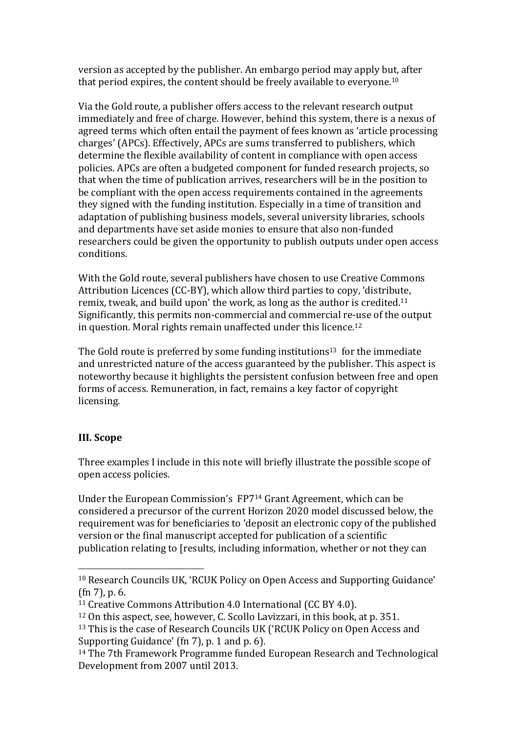version as accepted by the publisher. An embargo period may apply but, after that period expires, the content should be freely available to everyone.[10]

Via the Gold route, a publisher offers access to the relevant research output immediately and free of charge. However, behind this system, there is a nexus of agreed terms which often entail the payment of fees known as 'article processing charges' (APCs). Effectively, APCs are sums transferred to publishers, which determine the flexible availability of content in compliance with open access policies. APCs are often a budgeted component for funded research projects, so that when the time of publication arrives, researchers will be in the position to be compliant with the open access requirements contained in the agreements they signed with the funding institution. Especially in a time of transition and adaptation of publishing business models, several university libraries, schools and departments have set aside monies to ensure that also non-funded researchers could be given the opportunity to publish outputs under open access conditions.

With the Gold route, several publishers have chosen to use Creative Commons Attribution Licences (CC-BY), which allow third parties to copy, 'distribute, remix, tweak, and build upon' the work, as long as the author is credited.[11] Significantly, this permits non-commercial and commercial re-use of the output in question. Moral rights remain unaffected under this licence.[12]

The Gold route is preferred by some funding institutions[13] for the immediate and unrestricted nature of the access guaranteed by the publisher. This aspect is noteworthy because it highlights the persistent confusion between free and open forms of access. Remuneration, in fact, remains a key factor of copyright licensing.

## III. Scope

Three examples I include in this note will briefly illustrate the possible scope of open access policies.

Under the European Commission's FP7[14] Grant Agreement, which can be considered a precursor of the current Horizon 2020 model discussed below, the requirement was for beneficiaries to 'deposit an electronic copy of the published version or the final manuscript accepted for publication of a scientific publication relating to [results, including information, whether or not they can

---

[10] Research Councils UK, 'RCUK Policy on Open Access and Supporting Guidance' (fn 7), p. 6.

[11] Creative Commons Attribution 4.0 International (CC BY 4.0).

[12] On this aspect, see, however, C. Scollo Lavizzari, in this book, at p. 351.

[13] This is the case of Research Councils UK ('RCUK Policy on Open Access and Supporting Guidance' (fn 7), p. 1 and p. 6).

[14] The 7th Framework Programme funded European Research and Technological Development from 2007 until 2013.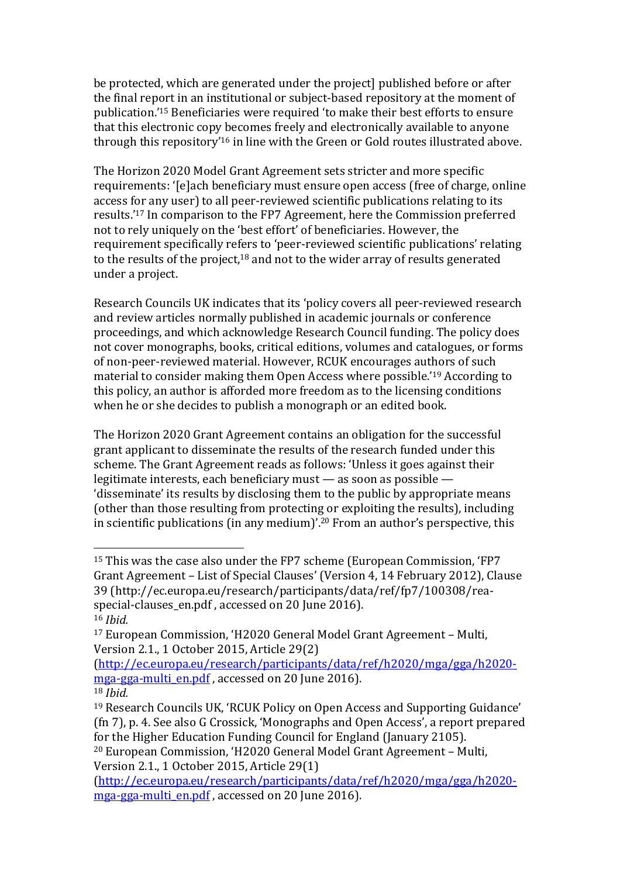be protected, which are generated under the project] published before or after the final report in an institutional or subject-based repository at the moment of publication.'[15] Beneficiaries were required 'to make their best efforts to ensure that this electronic copy becomes freely and electronically available to anyone through this repository'[16] in line with the Green or Gold routes illustrated above.

The Horizon 2020 Model Grant Agreement sets stricter and more specific requirements: '[e]ach beneficiary must ensure open access (free of charge, online access for any user) to all peer-reviewed scientific publications relating to its results.'[17] In comparison to the FP7 Agreement, here the Commission preferred not to rely uniquely on the 'best effort' of beneficiaries. However, the requirement specifically refers to 'peer-reviewed scientific publications' relating to the results of the project,[18] and not to the wider array of results generated under a project.

Research Councils UK indicates that its 'policy covers all peer-reviewed research and review articles normally published in academic journals or conference proceedings, and which acknowledge Research Council funding. The policy does not cover monographs, books, critical editions, volumes and catalogues, or forms of non-peer-reviewed material. However, RCUK encourages authors of such material to consider making them Open Access where possible.'[19] According to this policy, an author is afforded more freedom as to the licensing conditions when he or she decides to publish a monograph or an edited book.

The Horizon 2020 Grant Agreement contains an obligation for the successful grant applicant to disseminate the results of the research funded under this scheme. The Grant Agreement reads as follows: 'Unless it goes against their legitimate interests, each beneficiary must — as soon as possible — 'disseminate' its results by disclosing them to the public by appropriate means (other than those resulting from protecting or exploiting the results), including in scientific publications (in any medium)'.[20] From an author's perspective, this

---

[15] This was the case also under the FP7 scheme (European Commission, 'FP7 Grant Agreement – List of Special Clauses' (Version 4, 14 February 2012), Clause 39 (http://ec.europa.eu/research/participants/data/ref/fp7/100308/rea-special-clauses_en.pdf , accessed on 20 June 2016).

[16] *Ibid.*

[17] European Commission, 'H2020 General Model Grant Agreement – Multi, Version 2.1., 1 October 2015, Article 29(2) (http://ec.europa.eu/research/participants/data/ref/h2020/mga/gga/h2020-mga-gga-multi_en.pdf , accessed on 20 June 2016).

[18] *Ibid.*

[19] Research Councils UK, 'RCUK Policy on Open Access and Supporting Guidance' (fn 7), p. 4. See also G Crossick, 'Monographs and Open Access', a report prepared for the Higher Education Funding Council for England (January 2105).

[20] European Commission, 'H2020 General Model Grant Agreement – Multi, Version 2.1., 1 October 2015, Article 29(1) (http://ec.europa.eu/research/participants/data/ref/h2020/mga/gga/h2020-mga-gga-multi_en.pdf , accessed on 20 June 2016).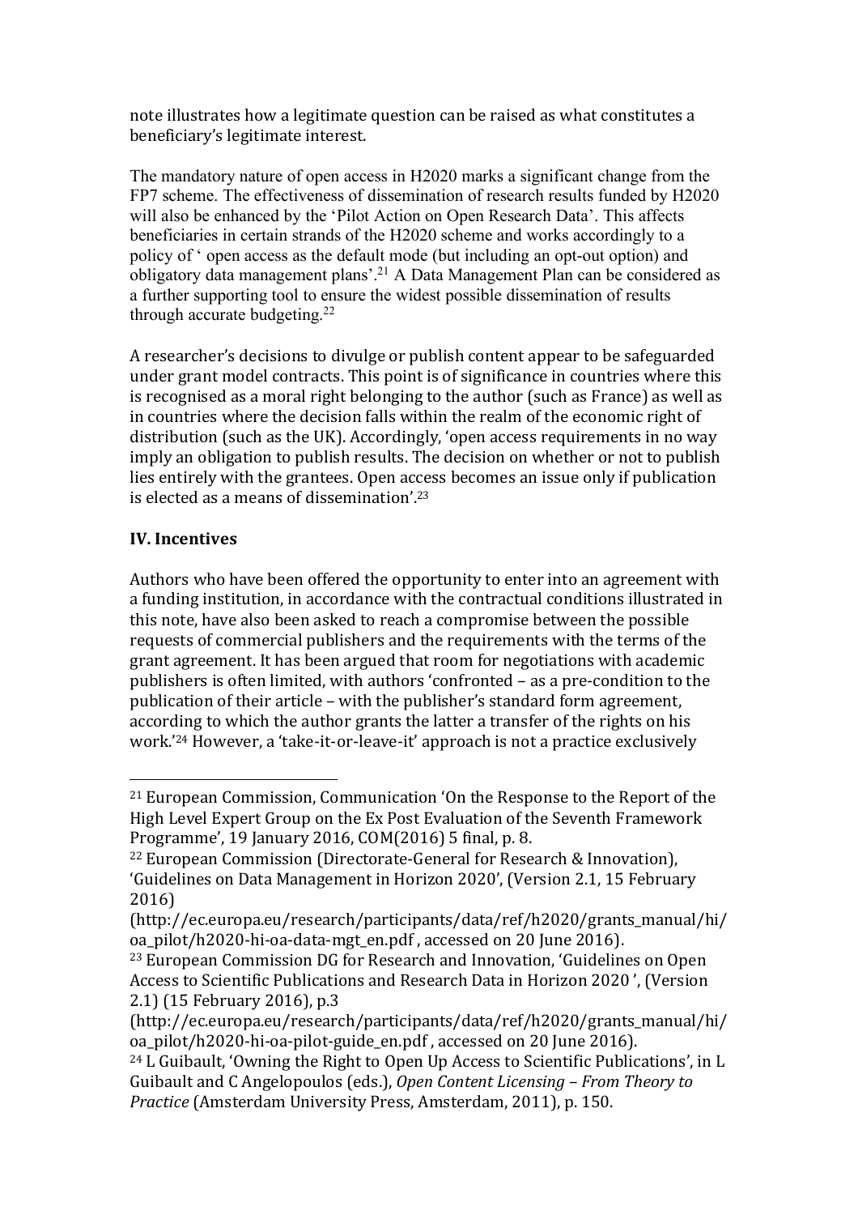note illustrates how a legitimate question can be raised as what constitutes a beneficiary's legitimate interest.

The mandatory nature of open access in H2020 marks a significant change from the FP7 scheme. The effectiveness of dissemination of research results funded by H2020 will also be enhanced by the 'Pilot Action on Open Research Data'. This affects beneficiaries in certain strands of the H2020 scheme and works accordingly to a policy of ' open access as the default mode (but including an opt-out option) and obligatory data management plans'.[21] A Data Management Plan can be considered as a further supporting tool to ensure the widest possible dissemination of results through accurate budgeting.[22]

A researcher's decisions to divulge or publish content appear to be safeguarded under grant model contracts. This point is of significance in countries where this is recognised as a moral right belonging to the author (such as France) as well as in countries where the decision falls within the realm of the economic right of distribution (such as the UK). Accordingly, 'open access requirements in no way imply an obligation to publish results. The decision on whether or not to publish lies entirely with the grantees. Open access becomes an issue only if publication is elected as a means of dissemination'.[23]

## IV. Incentives

Authors who have been offered the opportunity to enter into an agreement with a funding institution, in accordance with the contractual conditions illustrated in this note, have also been asked to reach a compromise between the possible requests of commercial publishers and the requirements with the terms of the grant agreement. It has been argued that room for negotiations with academic publishers is often limited, with authors 'confronted – as a pre-condition to the publication of their article – with the publisher's standard form agreement, according to which the author grants the latter a transfer of the rights on his work.'[24] However, a 'take-it-or-leave-it' approach is not a practice exclusively

---

[21] European Commission, Communication 'On the Response to the Report of the High Level Expert Group on the Ex Post Evaluation of the Seventh Framework Programme', 19 January 2016, COM(2016) 5 final, p. 8.

[22] European Commission (Directorate-General for Research & Innovation), 'Guidelines on Data Management in Horizon 2020', (Version 2.1, 15 February 2016) (http://ec.europa.eu/research/participants/data/ref/h2020/grants_manual/hi/oa_pilot/h2020-hi-oa-data-mgt_en.pdf , accessed on 20 June 2016).

[23] European Commission DG for Research and Innovation, 'Guidelines on Open Access to Scientific Publications and Research Data in Horizon 2020 ', (Version 2.1) (15 February 2016), p.3 (http://ec.europa.eu/research/participants/data/ref/h2020/grants_manual/hi/oa_pilot/h2020-hi-oa-pilot-guide_en.pdf , accessed on 20 June 2016).

[24] L Guibault, 'Owning the Right to Open Up Access to Scientific Publications', in L Guibault and C Angelopoulos (eds.), *Open Content Licensing – From Theory to Practice* (Amsterdam University Press, Amsterdam, 2011), p. 150.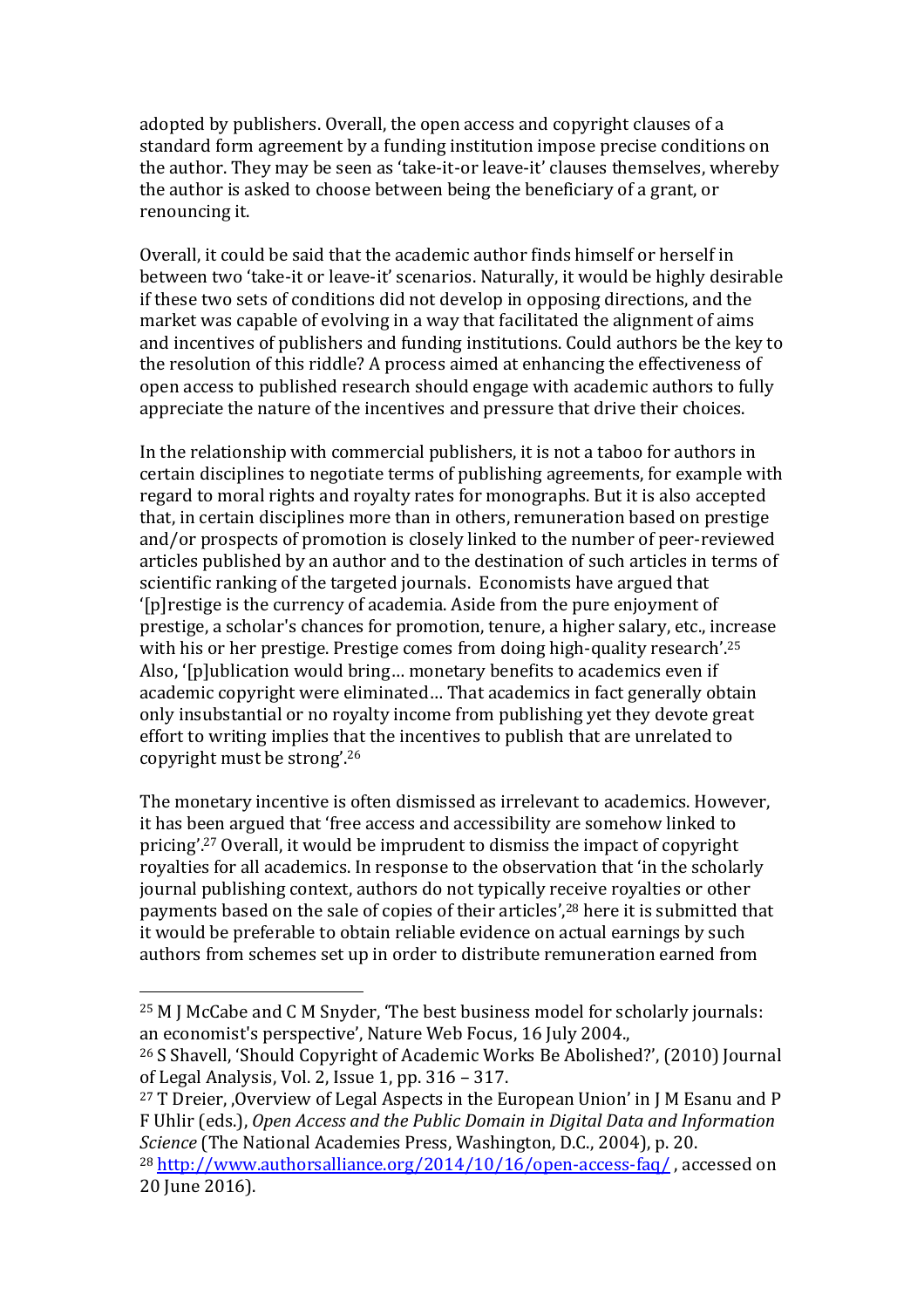adopted by publishers. Overall, the open access and copyright clauses of a standard form agreement by a funding institution impose precise conditions on the author. They may be seen as 'take-it-or leave-it' clauses themselves, whereby the author is asked to choose between being the beneficiary of a grant, or renouncing it.

Overall, it could be said that the academic author finds himself or herself in between two 'take-it or leave-it' scenarios. Naturally, it would be highly desirable if these two sets of conditions did not develop in opposing directions, and the market was capable of evolving in a way that facilitated the alignment of aims and incentives of publishers and funding institutions. Could authors be the key to the resolution of this riddle? A process aimed at enhancing the effectiveness of open access to published research should engage with academic authors to fully appreciate the nature of the incentives and pressure that drive their choices.

In the relationship with commercial publishers, it is not a taboo for authors in certain disciplines to negotiate terms of publishing agreements, for example with regard to moral rights and royalty rates for monographs. But it is also accepted that, in certain disciplines more than in others, remuneration based on prestige and/or prospects of promotion is closely linked to the number of peer-reviewed articles published by an author and to the destination of such articles in terms of scientific ranking of the targeted journals. Economists have argued that '[p]restige is the currency of academia. Aside from the pure enjoyment of prestige, a scholar's chances for promotion, tenure, a higher salary, etc., increase with his or her prestige. Prestige comes from doing high-quality research'.[25] Also, '[p]ublication would bring… monetary benefits to academics even if academic copyright were eliminated… That academics in fact generally obtain only insubstantial or no royalty income from publishing yet they devote great effort to writing implies that the incentives to publish that are unrelated to copyright must be strong'.[26]

The monetary incentive is often dismissed as irrelevant to academics. However, it has been argued that 'free access and accessibility are somehow linked to pricing'.[27] Overall, it would be imprudent to dismiss the impact of copyright royalties for all academics. In response to the observation that 'in the scholarly journal publishing context, authors do not typically receive royalties or other payments based on the sale of copies of their articles',[28] here it is submitted that it would be preferable to obtain reliable evidence on actual earnings by such authors from schemes set up in order to distribute remuneration earned from

---

[25] M J McCabe and C M Snyder, 'The best business model for scholarly journals: an economist's perspective', Nature Web Focus, 16 July 2004.,

[26] S Shavell, 'Should Copyright of Academic Works Be Abolished?', (2010) Journal of Legal Analysis, Vol. 2, Issue 1, pp. 316 – 317.

[27] T Dreier, ‚Overview of Legal Aspects in the European Union' in J M Esanu and P F Uhlir (eds.), *Open Access and the Public Domain in Digital Data and Information Science* (The National Academies Press, Washington, D.C., 2004), p. 20.

[28] http://www.authorsalliance.org/2014/10/16/open-access-faq/ , accessed on 20 June 2016).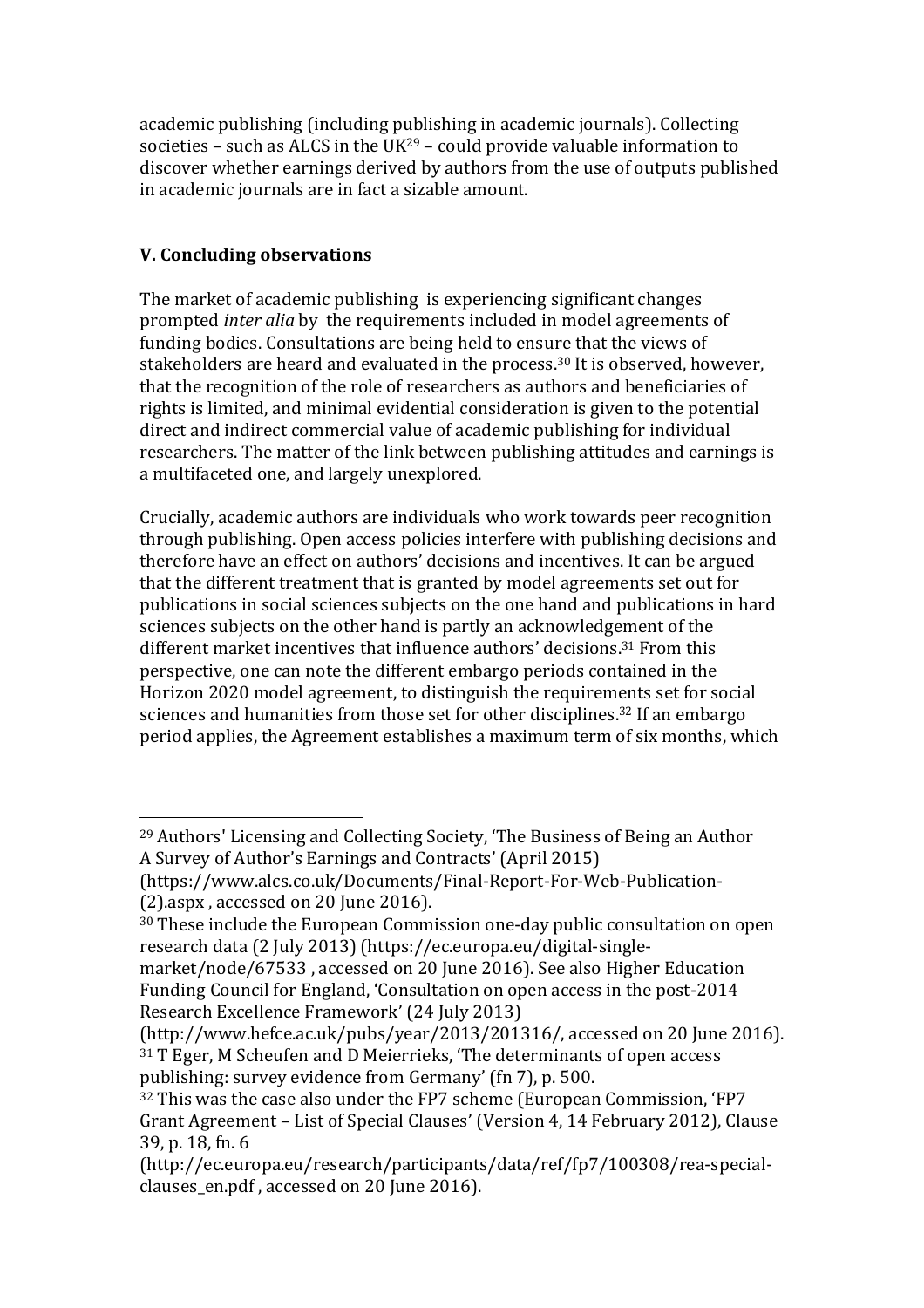academic publishing (including publishing in academic journals). Collecting societies – such as ALCS in the UK[29] – could provide valuable information to discover whether earnings derived by authors from the use of outputs published in academic journals are in fact a sizable amount.

## V. Concluding observations

The market of academic publishing is experiencing significant changes prompted *inter alia* by the requirements included in model agreements of funding bodies. Consultations are being held to ensure that the views of stakeholders are heard and evaluated in the process.[30] It is observed, however, that the recognition of the role of researchers as authors and beneficiaries of rights is limited, and minimal evidential consideration is given to the potential direct and indirect commercial value of academic publishing for individual researchers. The matter of the link between publishing attitudes and earnings is a multifaceted one, and largely unexplored.

Crucially, academic authors are individuals who work towards peer recognition through publishing. Open access policies interfere with publishing decisions and therefore have an effect on authors' decisions and incentives. It can be argued that the different treatment that is granted by model agreements set out for publications in social sciences subjects on the one hand and publications in hard sciences subjects on the other hand is partly an acknowledgement of the different market incentives that influence authors' decisions.[31] From this perspective, one can note the different embargo periods contained in the Horizon 2020 model agreement, to distinguish the requirements set for social sciences and humanities from those set for other disciplines.[32] If an embargo period applies, the Agreement establishes a maximum term of six months, which

---

[29] Authors' Licensing and Collecting Society, 'The Business of Being an Author A Survey of Author's Earnings and Contracts' (April 2015) (https://www.alcs.co.uk/Documents/Final-Report-For-Web-Publication-(2).aspx , accessed on 20 June 2016).

[30] These include the European Commission one-day public consultation on open research data (2 July 2013) (https://ec.europa.eu/digital-single-market/node/67533 , accessed on 20 June 2016). See also Higher Education Funding Council for England, 'Consultation on open access in the post-2014 Research Excellence Framework' (24 July 2013) (http://www.hefce.ac.uk/pubs/year/2013/201316/, accessed on 20 June 2016).

[31] T Eger, M Scheufen and D Meierrieks, 'The determinants of open access publishing: survey evidence from Germany' (fn 7), p. 500.

[32] This was the case also under the FP7 scheme (European Commission, 'FP7 Grant Agreement – List of Special Clauses' (Version 4, 14 February 2012), Clause 39, p. 18, fn. 6 (http://ec.europa.eu/research/participants/data/ref/fp7/100308/rea-special-clauses_en.pdf , accessed on 20 June 2016).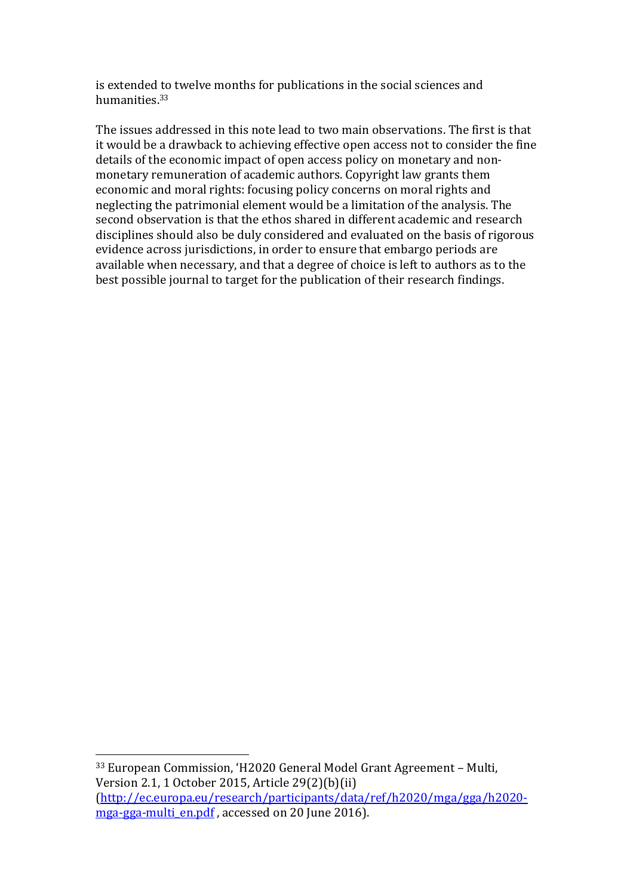is extended to twelve months for publications in the social sciences and humanities.[33]

The issues addressed in this note lead to two main observations. The first is that it would be a drawback to achieving effective open access not to consider the fine details of the economic impact of open access policy on monetary and non-monetary remuneration of academic authors. Copyright law grants them economic and moral rights: focusing policy concerns on moral rights and neglecting the patrimonial element would be a limitation of the analysis. The second observation is that the ethos shared in different academic and research disciplines should also be duly considered and evaluated on the basis of rigorous evidence across jurisdictions, in order to ensure that embargo periods are available when necessary, and that a degree of choice is left to authors as to the best possible journal to target for the publication of their research findings.

---

[33] European Commission, 'H2020 General Model Grant Agreement – Multi, Version 2.1, 1 October 2015, Article 29(2)(b)(ii) (http://ec.europa.eu/research/participants/data/ref/h2020/mga/gga/h2020-mga-gga-multi_en.pdf , accessed on 20 June 2016).